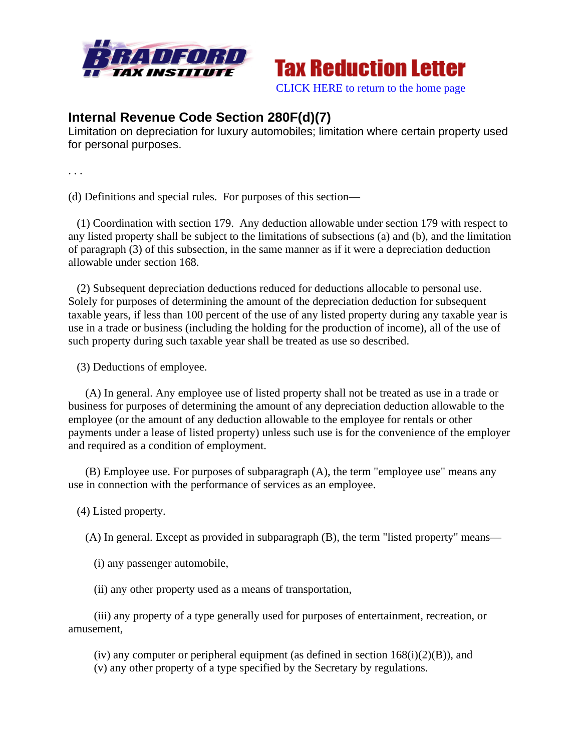Tax Reduction Letter

CLICK HERE to return to the home page

## Internal Revenue Code Section 280F(d)(7)

Limitation on depreciation for luxury automobiles; limitation where certain property used for personal purposes.

. . .

(d) Definitions and special rules. For purposes of this section—

(1) Coordination with section 179. Any deduction allowable under section 179 with respect to any listed property shall be subject to the limitations of subsections (a) and (b), and the limitation of paragraph (3) of this subsection, in the same manner as if it were a depreciation deduction allowable under section 168.

(2) Subsequent depreciation deductions reduced for deductions allocable to personal use. Solely for purposes of determining the amount of the depreciation deduction for subsequent taxable years, if less than 100 percent of the use of any listed property during any taxable year is use in a trade or business (including the holding for the production of income), all of the use of such property during such taxable year shall be treated as use so described.

(3) Deductions of employee.

(A) In general. Any employee use of listed property shall not be treated as use in a trade or business for purposes of determining the amount of any depreciation deduction allowable to the employee (or the amount of any deduction allowable to the employee for rentals or other payments under a lease of listed property) unless such use is for the convenience of the employer and required as a condition of employment.

(B) Employee use. For purposes of subparagraph (A), the term "employee use" means any use in connection with the performance of services as an employee.

(4) Listed property.

(A) In general. Except as provided in subparagraph (B), the term "listed property" means—

(i) any passenger automobile,

(ii) any other property used as a means of transportation,

(iii) any property of a type generally used for purposes of entertainment, recreation, or amusement,

(iv) any computer or peripheral equipment (as defined in section 168(i)(2)(B)), and
(v) any other property of a type specified by the Secretary by regulations.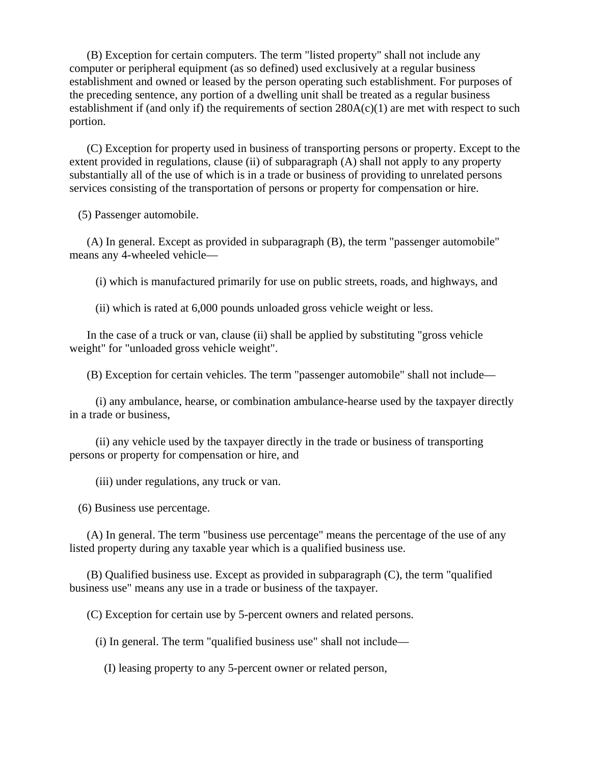(B) Exception for certain computers. The term "listed property" shall not include any computer or peripheral equipment (as so defined) used exclusively at a regular business establishment and owned or leased by the person operating such establishment. For purposes of the preceding sentence, any portion of a dwelling unit shall be treated as a regular business establishment if (and only if) the requirements of section 280A(c)(1) are met with respect to such portion.

(C) Exception for property used in business of transporting persons or property. Except to the extent provided in regulations, clause (ii) of subparagraph (A) shall not apply to any property substantially all of the use of which is in a trade or business of providing to unrelated persons services consisting of the transportation of persons or property for compensation or hire.

(5) Passenger automobile.

(A) In general. Except as provided in subparagraph (B), the term "passenger automobile" means any 4-wheeled vehicle—

(i) which is manufactured primarily for use on public streets, roads, and highways, and

(ii) which is rated at 6,000 pounds unloaded gross vehicle weight or less.

In the case of a truck or van, clause (ii) shall be applied by substituting "gross vehicle weight" for "unloaded gross vehicle weight".

(B) Exception for certain vehicles. The term "passenger automobile" shall not include—

(i) any ambulance, hearse, or combination ambulance-hearse used by the taxpayer directly in a trade or business,

(ii) any vehicle used by the taxpayer directly in the trade or business of transporting persons or property for compensation or hire, and

(iii) under regulations, any truck or van.

(6) Business use percentage.

(A) In general. The term "business use percentage" means the percentage of the use of any listed property during any taxable year which is a qualified business use.

(B) Qualified business use. Except as provided in subparagraph (C), the term "qualified business use" means any use in a trade or business of the taxpayer.

(C) Exception for certain use by 5-percent owners and related persons.

(i) In general. The term "qualified business use" shall not include—

(I) leasing property to any 5-percent owner or related person,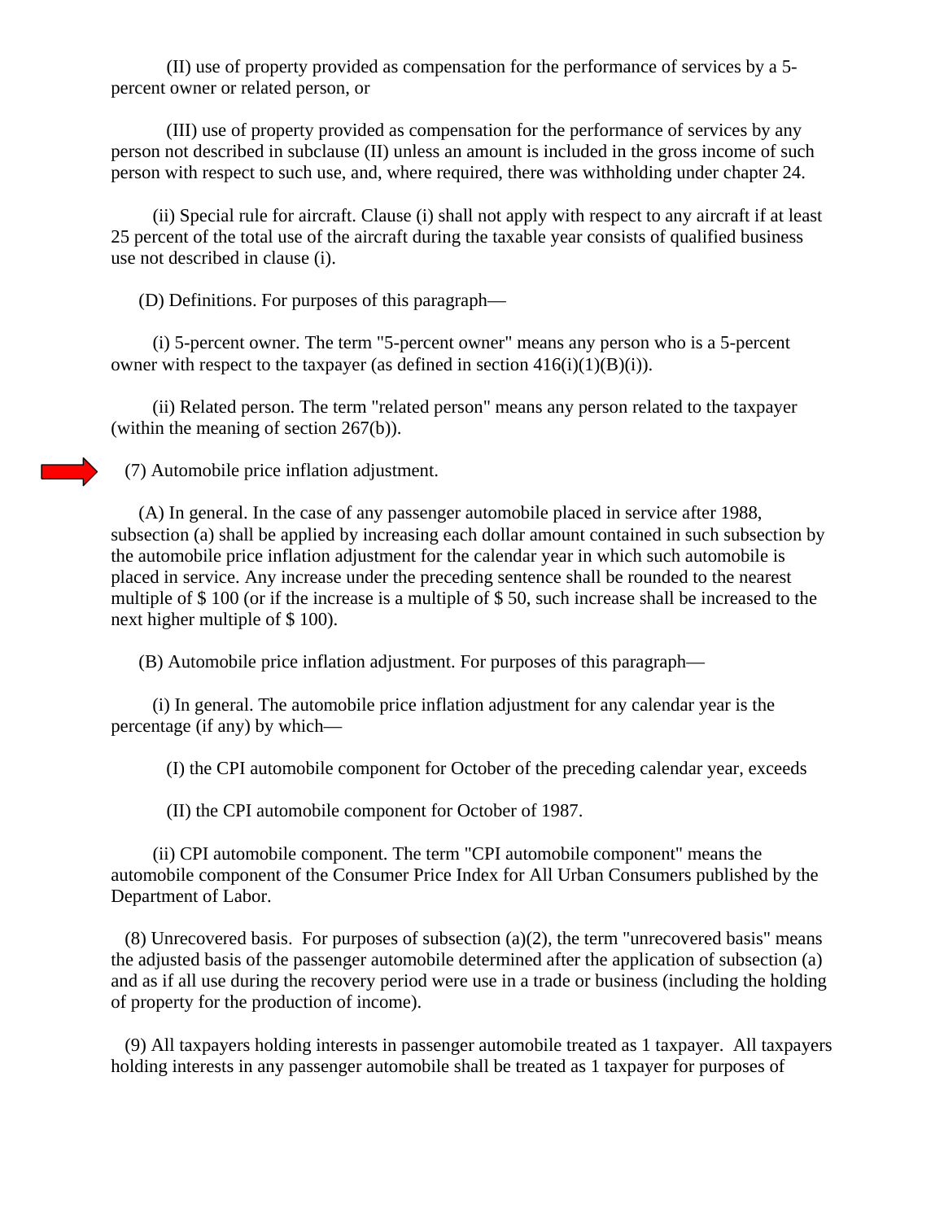(II) use of property provided as compensation for the performance of services by a 5-percent owner or related person, or

(III) use of property provided as compensation for the performance of services by any person not described in subclause (II) unless an amount is included in the gross income of such person with respect to such use, and, where required, there was withholding under chapter 24.

(ii) Special rule for aircraft. Clause (i) shall not apply with respect to any aircraft if at least 25 percent of the total use of the aircraft during the taxable year consists of qualified business use not described in clause (i).

(D) Definitions. For purposes of this paragraph—

(i) 5-percent owner. The term "5-percent owner" means any person who is a 5-percent owner with respect to the taxpayer (as defined in section 416(i)(1)(B)(i)).

(ii) Related person. The term "related person" means any person related to the taxpayer (within the meaning of section 267(b)).

(7) Automobile price inflation adjustment.

(A) In general. In the case of any passenger automobile placed in service after 1988, subsection (a) shall be applied by increasing each dollar amount contained in such subsection by the automobile price inflation adjustment for the calendar year in which such automobile is placed in service. Any increase under the preceding sentence shall be rounded to the nearest multiple of $ 100 (or if the increase is a multiple of $ 50, such increase shall be increased to the next higher multiple of $ 100).

(B) Automobile price inflation adjustment. For purposes of this paragraph—

(i) In general. The automobile price inflation adjustment for any calendar year is the percentage (if any) by which—

(I) the CPI automobile component for October of the preceding calendar year, exceeds

(II) the CPI automobile component for October of 1987.

(ii) CPI automobile component. The term "CPI automobile component" means the automobile component of the Consumer Price Index for All Urban Consumers published by the Department of Labor.

(8) Unrecovered basis. For purposes of subsection (a)(2), the term "unrecovered basis" means the adjusted basis of the passenger automobile determined after the application of subsection (a) and as if all use during the recovery period were use in a trade or business (including the holding of property for the production of income).

(9) All taxpayers holding interests in passenger automobile treated as 1 taxpayer. All taxpayers holding interests in any passenger automobile shall be treated as 1 taxpayer for purposes of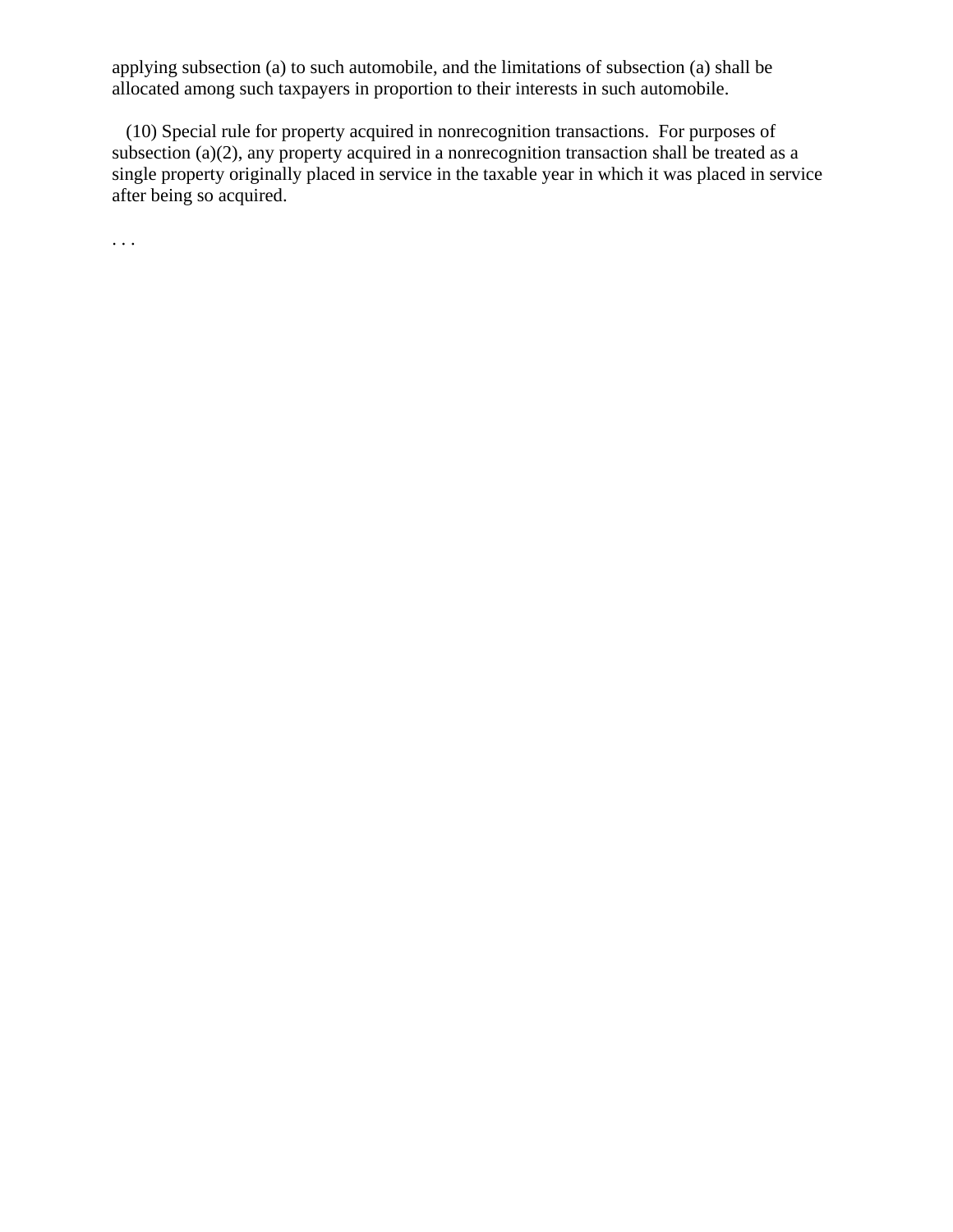applying subsection (a) to such automobile, and the limitations of subsection (a) shall be allocated among such taxpayers in proportion to their interests in such automobile.

(10) Special rule for property acquired in nonrecognition transactions. For purposes of subsection (a)(2), any property acquired in a nonrecognition transaction shall be treated as a single property originally placed in service in the taxable year in which it was placed in service after being so acquired.

. . .